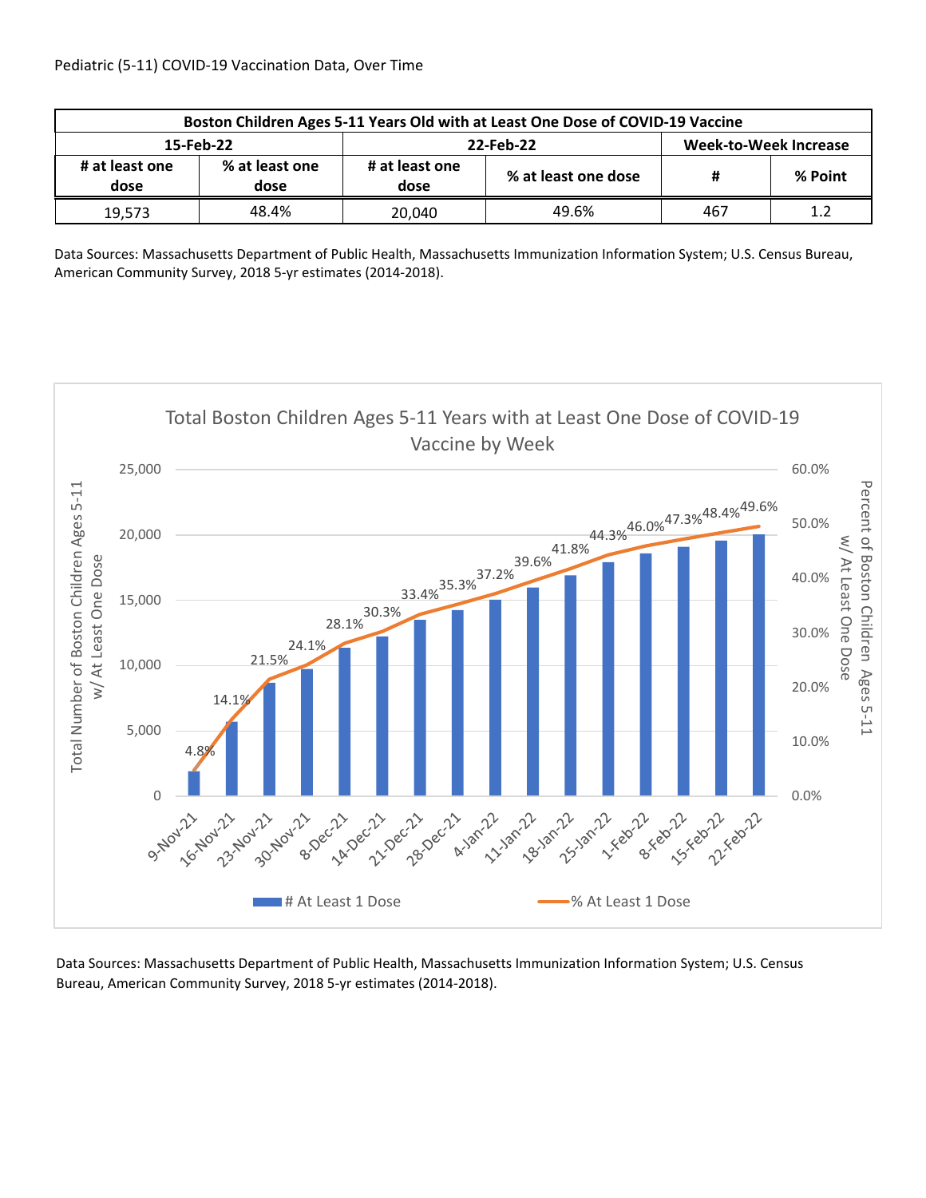Pediatric (5-11) COVID-19 Vaccination Data, Over Time

| Boston Children Ages 5-11 Years Old with at Least One Dose of COVID-19 Vaccine | | | | | |
|---|---|---|---|---|---|
| 15-Feb-22 | | 22-Feb-22 | | Week-to-Week Increase | |
| # at least one dose | % at least one dose | # at least one dose | % at least one dose | # | % Point |
| 19,573 | 48.4% | 20,040 | 49.6% | 467 | 1.2 |

Data Sources: Massachusetts Department of Public Health, Massachusetts Immunization Information System; U.S. Census Bureau, American Community Survey, 2018 5-yr estimates (2014-2018).

**Total Boston Children Ages 5-11 Years with at Least One Dose of COVID-19 Vaccine by Week**

| Week | % At Least 1 Dose |
|---|---|
| 9-Nov-21 | 4.8% |
| 16-Nov-21 | 14.1% |
| 23-Nov-21 | 21.5% |
| 30-Nov-21 | 24.1% |
| 8-Dec-21 | 28.1% |
| 14-Dec-21 | 30.3% |
| 21-Dec-21 | 33.4% |
| 28-Dec-21 | 35.3% |
| 4-Jan-22 | 37.2% |
| 11-Jan-22 | 39.6% |
| 18-Jan-22 | 41.8% |
| 25-Jan-22 | 44.3% |
| 1-Feb-22 | 46.0% |
| 8-Feb-22 | 47.3% |
| 15-Feb-22 | 48.4% |
| 22-Feb-22 | 49.6% |

Left axis: Total Number of Boston Children Ages 5-11 w/ At Least One Dose (0 – 25,000)

Right axis: Percent of Boston Children Ages 5-11 w/ At Least One Dose (0.0% – 60.0%)

Legend: # At Least 1 Dose; % At Least 1 Dose

Data Sources: Massachusetts Department of Public Health, Massachusetts Immunization Information System; U.S. Census Bureau, American Community Survey, 2018 5-yr estimates (2014-2018).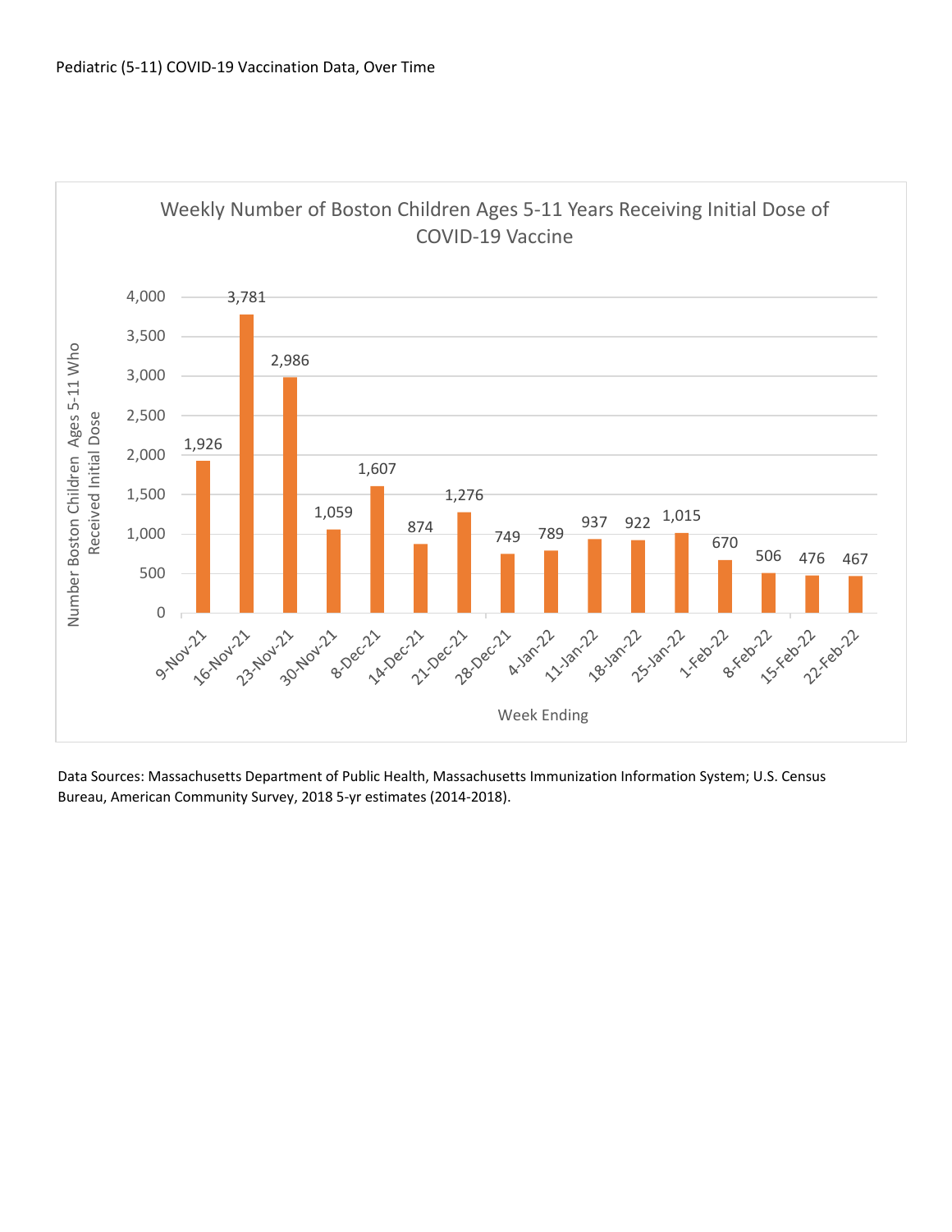Pediatric (5-11) COVID-19 Vaccination Data, Over Time

**Weekly Number of Boston Children Ages 5-11 Years Receiving Initial Dose of COVID-19 Vaccine**

| Week Ending | Number Boston Children Ages 5-11 Who Received Initial Dose |
|---|---|
| 9-Nov-21 | 1,926 |
| 16-Nov-21 | 3,781 |
| 23-Nov-21 | 2,986 |
| 30-Nov-21 | 1,059 |
| 8-Dec-21 | 1,607 |
| 14-Dec-21 | 874 |
| 21-Dec-21 | 1,276 |
| 28-Dec-21 | 749 |
| 4-Jan-22 | 789 |
| 11-Jan-22 | 937 |
| 18-Jan-22 | 922 |
| 25-Jan-22 | 1,015 |
| 1-Feb-22 | 670 |
| 8-Feb-22 | 506 |
| 15-Feb-22 | 476 |
| 22-Feb-22 | 467 |

Data Sources: Massachusetts Department of Public Health, Massachusetts Immunization Information System; U.S. Census Bureau, American Community Survey, 2018 5-yr estimates (2014-2018).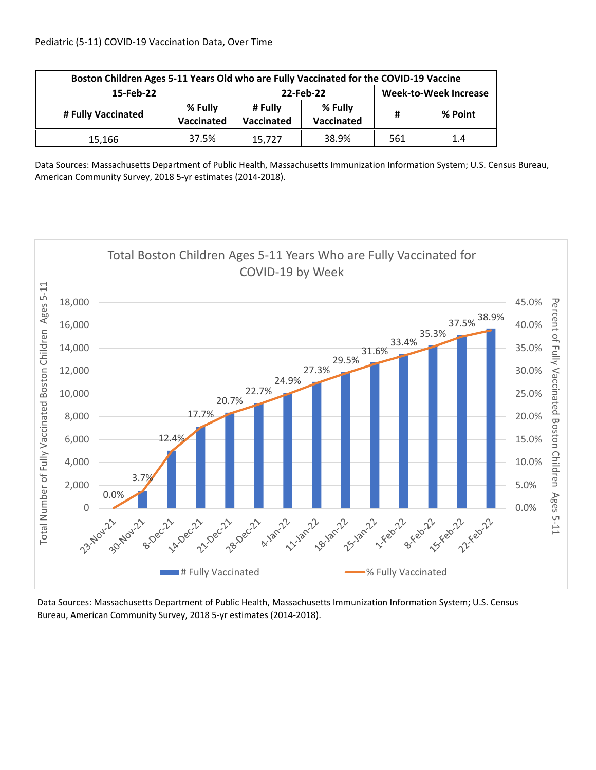Pediatric (5-11) COVID-19 Vaccination Data, Over Time

| Boston Children Ages 5-11 Years Old who are Fully Vaccinated for the COVID-19 Vaccine | | | | | |
|---|---|---|---|---|---|
| 15-Feb-22 | | 22-Feb-22 | | Week-to-Week Increase | |
| # Fully Vaccinated | % Fully Vaccinated | # Fully Vaccinated | % Fully Vaccinated | # | % Point |
| 15,166 | 37.5% | 15,727 | 38.9% | 561 | 1.4 |

Data Sources: Massachusetts Department of Public Health, Massachusetts Immunization Information System; U.S. Census Bureau, American Community Survey, 2018 5-yr estimates (2014-2018).

Total Boston Children Ages 5-11 Years Who are Fully Vaccinated for COVID-19 by Week

| Week | % Fully Vaccinated |
|---|---|
| 23-Nov-21 | 0.0% |
| 30-Nov-21 | 3.7% |
| 8-Dec-21 | 12.4% |
| 14-Dec-21 | 17.7% |
| 21-Dec-21 | 20.7% |
| 28-Dec-21 | 22.7% |
| 4-Jan-22 | 24.9% |
| 11-Jan-22 | 27.3% |
| 18-Jan-22 | 29.5% |
| 25-Jan-22 | 31.6% |
| 1-Feb-22 | 33.4% |
| 8-Feb-22 | 35.3% |
| 15-Feb-22 | 37.5% |
| 22-Feb-22 | 38.9% |

Data Sources: Massachusetts Department of Public Health, Massachusetts Immunization Information System; U.S. Census Bureau, American Community Survey, 2018 5-yr estimates (2014-2018).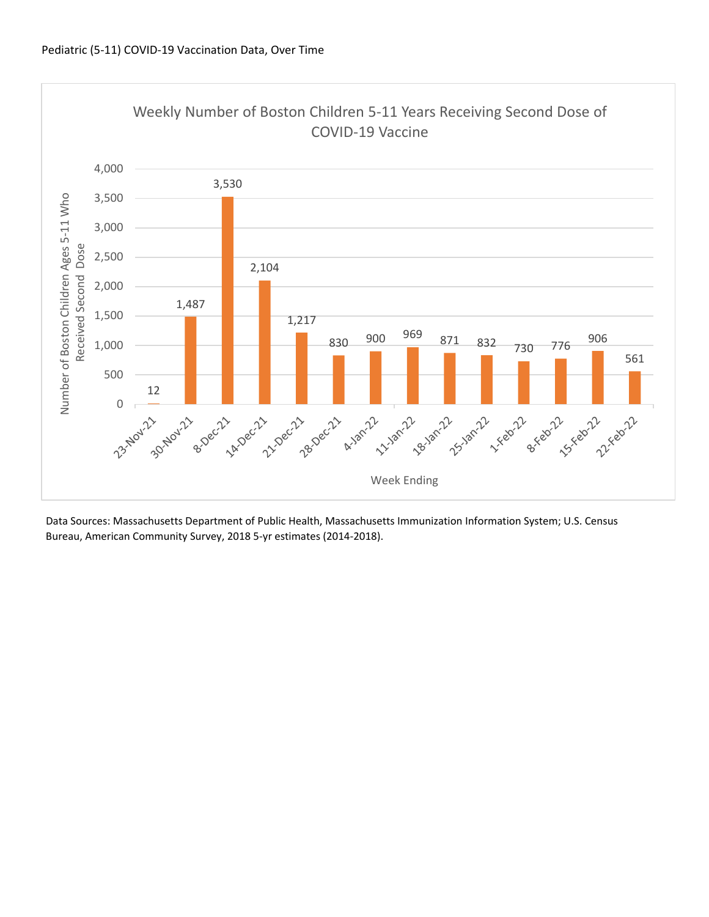Pediatric (5-11) COVID-19 Vaccination Data, Over Time

**Weekly Number of Boston Children 5-11 Years Receiving Second Dose of COVID-19 Vaccine**

| Week Ending | Number of Boston Children Ages 5-11 Who Received Second Dose |
|---|---|
| 23-Nov-21 | 12 |
| 30-Nov-21 | 1,487 |
| 8-Dec-21 | 3,530 |
| 14-Dec-21 | 2,104 |
| 21-Dec-21 | 1,217 |
| 28-Dec-21 | 830 |
| 4-Jan-22 | 900 |
| 11-Jan-22 | 969 |
| 18-Jan-22 | 871 |
| 25-Jan-22 | 832 |
| 1-Feb-22 | 730 |
| 8-Feb-22 | 776 |
| 15-Feb-22 | 906 |
| 22-Feb-22 | 561 |

Data Sources: Massachusetts Department of Public Health, Massachusetts Immunization Information System; U.S. Census Bureau, American Community Survey, 2018 5-yr estimates (2014-2018).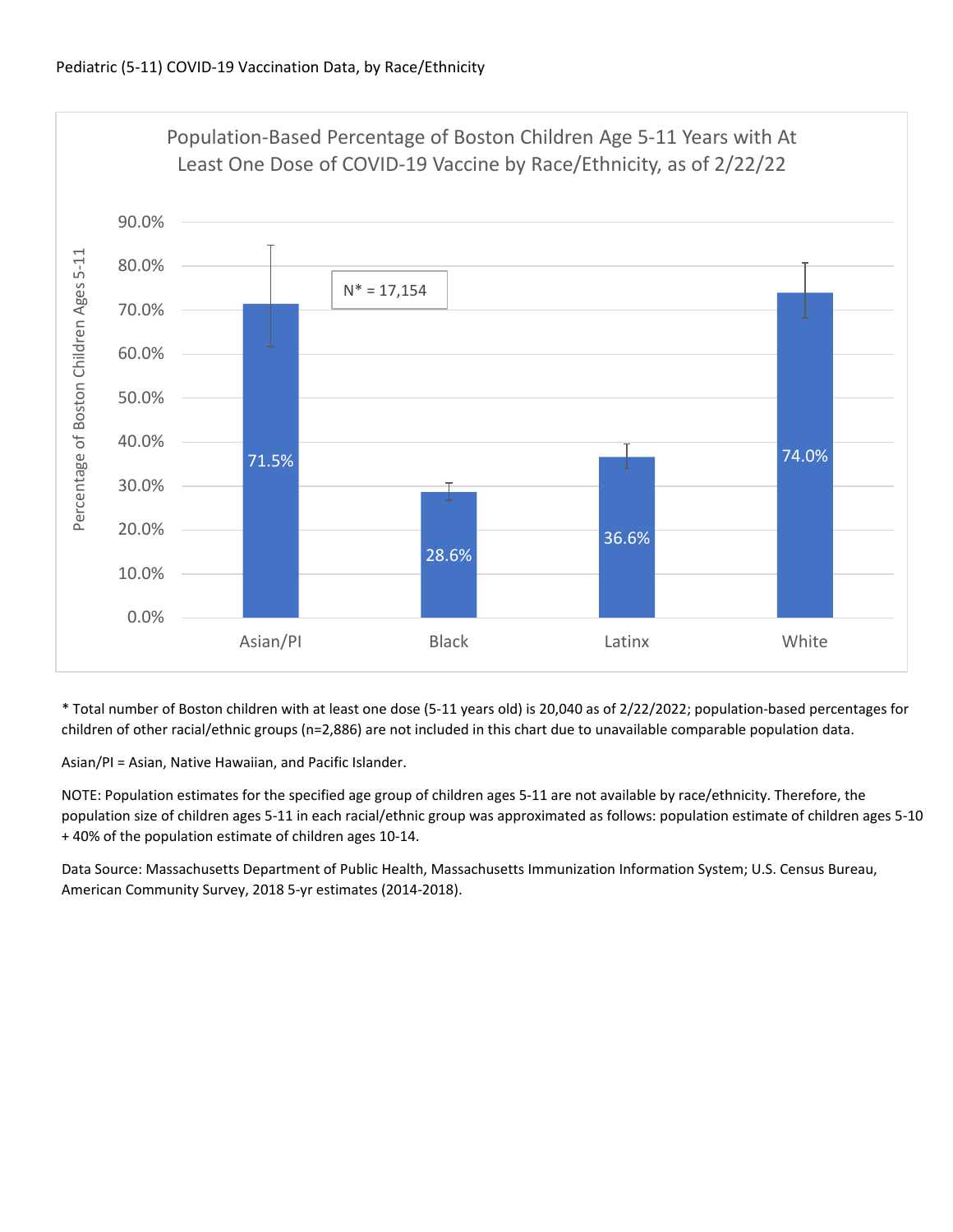Pediatric (5-11) COVID-19 Vaccination Data, by Race/Ethnicity

Population-Based Percentage of Boston Children Age 5-11 Years with At Least One Dose of COVID-19 Vaccine by Race/Ethnicity, as of 2/22/22

N* = 17,154

| Race/Ethnicity | Percentage of Boston Children Ages 5-11 |
|---|---|
| Asian/PI | 71.5% |
| Black | 28.6% |
| Latinx | 36.6% |
| White | 74.0% |

* Total number of Boston children with at least one dose (5-11 years old) is 20,040 as of 2/22/2022; population-based percentages for children of other racial/ethnic groups (n=2,886) are not included in this chart due to unavailable comparable population data.

Asian/PI = Asian, Native Hawaiian, and Pacific Islander.

NOTE: Population estimates for the specified age group of children ages 5-11 are not available by race/ethnicity. Therefore, the population size of children ages 5-11 in each racial/ethnic group was approximated as follows: population estimate of children ages 5-10 + 40% of the population estimate of children ages 10-14.

Data Source: Massachusetts Department of Public Health, Massachusetts Immunization Information System; U.S. Census Bureau, American Community Survey, 2018 5-yr estimates (2014-2018).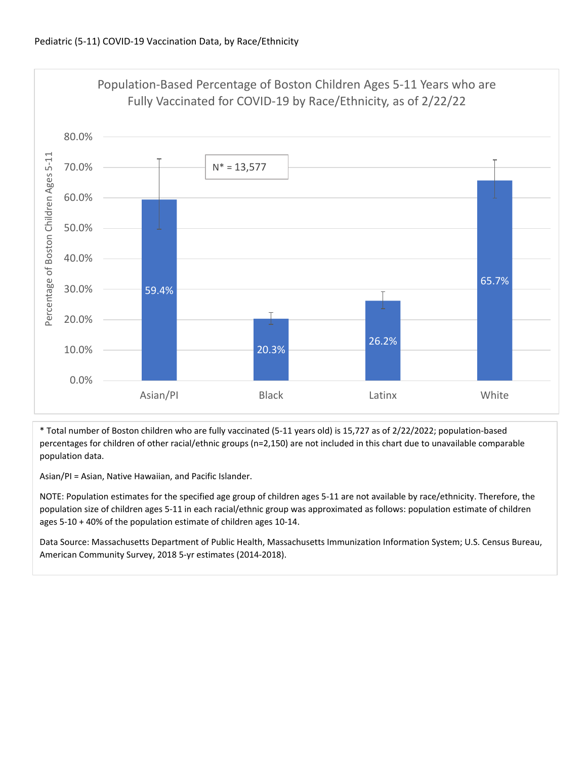Pediatric (5-11) COVID-19 Vaccination Data, by Race/Ethnicity

**Population-Based Percentage of Boston Children Ages 5-11 Years who are Fully Vaccinated for COVID-19 by Race/Ethnicity, as of 2/22/22**

N* = 13,577

| Race/Ethnicity | Percentage of Boston Children Ages 5-11 |
|---|---|
| Asian/PI | 59.4% |
| Black | 20.3% |
| Latinx | 26.2% |
| White | 65.7% |

\* Total number of Boston children who are fully vaccinated (5-11 years old) is 15,727 as of 2/22/2022; population-based percentages for children of other racial/ethnic groups (n=2,150) are not included in this chart due to unavailable comparable population data.

Asian/PI = Asian, Native Hawaiian, and Pacific Islander.

NOTE: Population estimates for the specified age group of children ages 5-11 are not available by race/ethnicity. Therefore, the population size of children ages 5-11 in each racial/ethnic group was approximated as follows: population estimate of children ages 5-10 + 40% of the population estimate of children ages 10-14.

Data Source: Massachusetts Department of Public Health, Massachusetts Immunization Information System; U.S. Census Bureau, American Community Survey, 2018 5-yr estimates (2014-2018).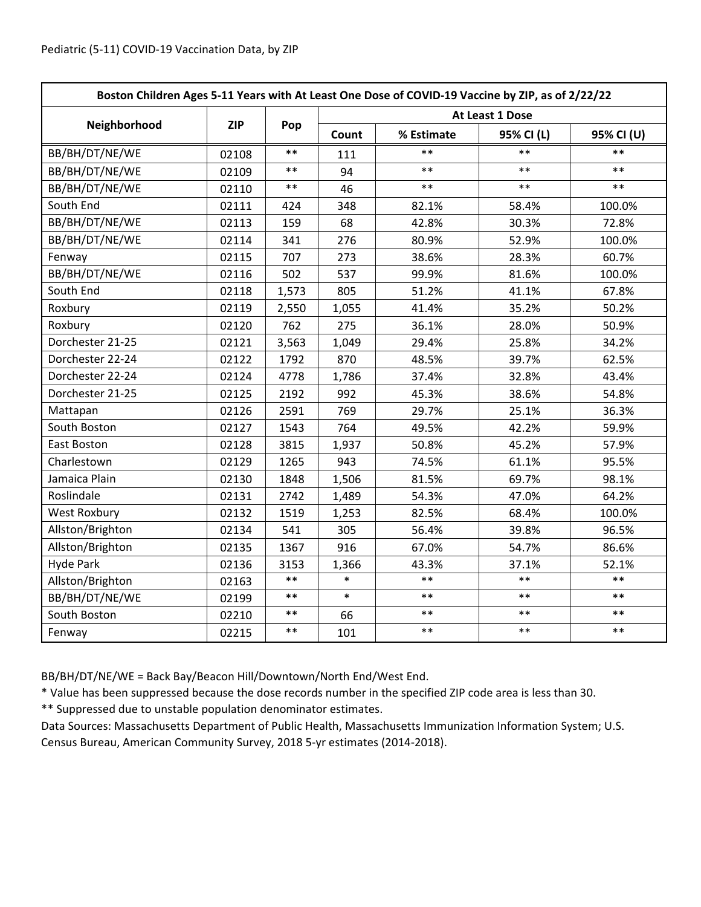Pediatric (5-11) COVID-19 Vaccination Data, by ZIP

| Boston Children Ages 5-11 Years with At Least One Dose of COVID-19 Vaccine by ZIP, as of 2/22/22 | | | | | | |
|---|---|---|---|---|---|---|
| Neighborhood | ZIP | Pop | At Least 1 Dose | | | |
| | | | Count | % Estimate | 95% CI (L) | 95% CI (U) |
| BB/BH/DT/NE/WE | 02108 | ** | 111 | ** | ** | ** |
| BB/BH/DT/NE/WE | 02109 | ** | 94 | ** | ** | ** |
| BB/BH/DT/NE/WE | 02110 | ** | 46 | ** | ** | ** |
| South End | 02111 | 424 | 348 | 82.1% | 58.4% | 100.0% |
| BB/BH/DT/NE/WE | 02113 | 159 | 68 | 42.8% | 30.3% | 72.8% |
| BB/BH/DT/NE/WE | 02114 | 341 | 276 | 80.9% | 52.9% | 100.0% |
| Fenway | 02115 | 707 | 273 | 38.6% | 28.3% | 60.7% |
| BB/BH/DT/NE/WE | 02116 | 502 | 537 | 99.9% | 81.6% | 100.0% |
| South End | 02118 | 1,573 | 805 | 51.2% | 41.1% | 67.8% |
| Roxbury | 02119 | 2,550 | 1,055 | 41.4% | 35.2% | 50.2% |
| Roxbury | 02120 | 762 | 275 | 36.1% | 28.0% | 50.9% |
| Dorchester 21-25 | 02121 | 3,563 | 1,049 | 29.4% | 25.8% | 34.2% |
| Dorchester 22-24 | 02122 | 1792 | 870 | 48.5% | 39.7% | 62.5% |
| Dorchester 22-24 | 02124 | 4778 | 1,786 | 37.4% | 32.8% | 43.4% |
| Dorchester 21-25 | 02125 | 2192 | 992 | 45.3% | 38.6% | 54.8% |
| Mattapan | 02126 | 2591 | 769 | 29.7% | 25.1% | 36.3% |
| South Boston | 02127 | 1543 | 764 | 49.5% | 42.2% | 59.9% |
| East Boston | 02128 | 3815 | 1,937 | 50.8% | 45.2% | 57.9% |
| Charlestown | 02129 | 1265 | 943 | 74.5% | 61.1% | 95.5% |
| Jamaica Plain | 02130 | 1848 | 1,506 | 81.5% | 69.7% | 98.1% |
| Roslindale | 02131 | 2742 | 1,489 | 54.3% | 47.0% | 64.2% |
| West Roxbury | 02132 | 1519 | 1,253 | 82.5% | 68.4% | 100.0% |
| Allston/Brighton | 02134 | 541 | 305 | 56.4% | 39.8% | 96.5% |
| Allston/Brighton | 02135 | 1367 | 916 | 67.0% | 54.7% | 86.6% |
| Hyde Park | 02136 | 3153 | 1,366 | 43.3% | 37.1% | 52.1% |
| Allston/Brighton | 02163 | ** | * | ** | ** | ** |
| BB/BH/DT/NE/WE | 02199 | ** | * | ** | ** | ** |
| South Boston | 02210 | ** | 66 | ** | ** | ** |
| Fenway | 02215 | ** | 101 | ** | ** | ** |

BB/BH/DT/NE/WE = Back Bay/Beacon Hill/Downtown/North End/West End.

* Value has been suppressed because the dose records number in the specified ZIP code area is less than 30.

** Suppressed due to unstable population denominator estimates.

Data Sources: Massachusetts Department of Public Health, Massachusetts Immunization Information System; U.S. Census Bureau, American Community Survey, 2018 5-yr estimates (2014-2018).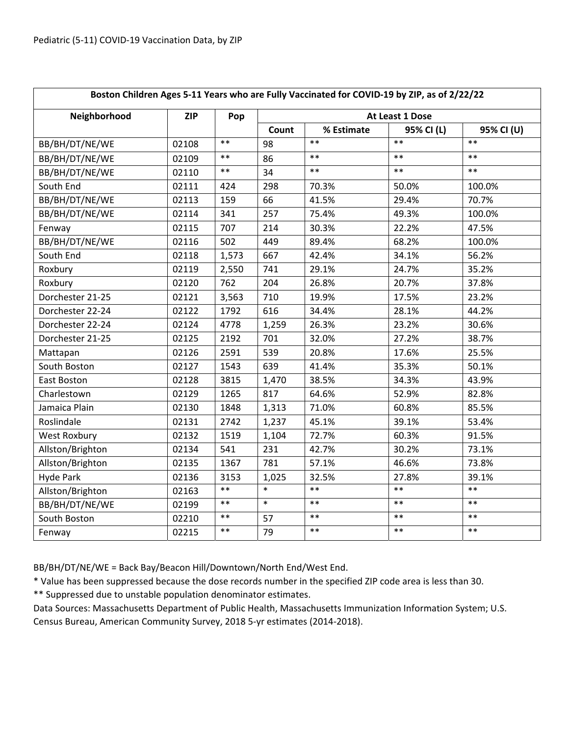Pediatric (5-11) COVID-19 Vaccination Data, by ZIP

| Boston Children Ages 5-11 Years who are Fully Vaccinated for COVID-19 by ZIP, as of 2/22/22 | | | | | | |
|---|---|---|---|---|---|---|
| Neighborhood | ZIP | Pop | At Least 1 Dose | | | |
| | | | Count | % Estimate | 95% CI (L) | 95% CI (U) |
| BB/BH/DT/NE/WE | 02108 | ** | 98 | ** | ** | ** |
| BB/BH/DT/NE/WE | 02109 | ** | 86 | ** | ** | ** |
| BB/BH/DT/NE/WE | 02110 | ** | 34 | ** | ** | ** |
| South End | 02111 | 424 | 298 | 70.3% | 50.0% | 100.0% |
| BB/BH/DT/NE/WE | 02113 | 159 | 66 | 41.5% | 29.4% | 70.7% |
| BB/BH/DT/NE/WE | 02114 | 341 | 257 | 75.4% | 49.3% | 100.0% |
| Fenway | 02115 | 707 | 214 | 30.3% | 22.2% | 47.5% |
| BB/BH/DT/NE/WE | 02116 | 502 | 449 | 89.4% | 68.2% | 100.0% |
| South End | 02118 | 1,573 | 667 | 42.4% | 34.1% | 56.2% |
| Roxbury | 02119 | 2,550 | 741 | 29.1% | 24.7% | 35.2% |
| Roxbury | 02120 | 762 | 204 | 26.8% | 20.7% | 37.8% |
| Dorchester 21-25 | 02121 | 3,563 | 710 | 19.9% | 17.5% | 23.2% |
| Dorchester 22-24 | 02122 | 1792 | 616 | 34.4% | 28.1% | 44.2% |
| Dorchester 22-24 | 02124 | 4778 | 1,259 | 26.3% | 23.2% | 30.6% |
| Dorchester 21-25 | 02125 | 2192 | 701 | 32.0% | 27.2% | 38.7% |
| Mattapan | 02126 | 2591 | 539 | 20.8% | 17.6% | 25.5% |
| South Boston | 02127 | 1543 | 639 | 41.4% | 35.3% | 50.1% |
| East Boston | 02128 | 3815 | 1,470 | 38.5% | 34.3% | 43.9% |
| Charlestown | 02129 | 1265 | 817 | 64.6% | 52.9% | 82.8% |
| Jamaica Plain | 02130 | 1848 | 1,313 | 71.0% | 60.8% | 85.5% |
| Roslindale | 02131 | 2742 | 1,237 | 45.1% | 39.1% | 53.4% |
| West Roxbury | 02132 | 1519 | 1,104 | 72.7% | 60.3% | 91.5% |
| Allston/Brighton | 02134 | 541 | 231 | 42.7% | 30.2% | 73.1% |
| Allston/Brighton | 02135 | 1367 | 781 | 57.1% | 46.6% | 73.8% |
| Hyde Park | 02136 | 3153 | 1,025 | 32.5% | 27.8% | 39.1% |
| Allston/Brighton | 02163 | ** | * | ** | ** | ** |
| BB/BH/DT/NE/WE | 02199 | ** | * | ** | ** | ** |
| South Boston | 02210 | ** | 57 | ** | ** | ** |
| Fenway | 02215 | ** | 79 | ** | ** | ** |

BB/BH/DT/NE/WE = Back Bay/Beacon Hill/Downtown/North End/West End.

* Value has been suppressed because the dose records number in the specified ZIP code area is less than 30.

** Suppressed due to unstable population denominator estimates.

Data Sources: Massachusetts Department of Public Health, Massachusetts Immunization Information System; U.S. Census Bureau, American Community Survey, 2018 5-yr estimates (2014-2018).